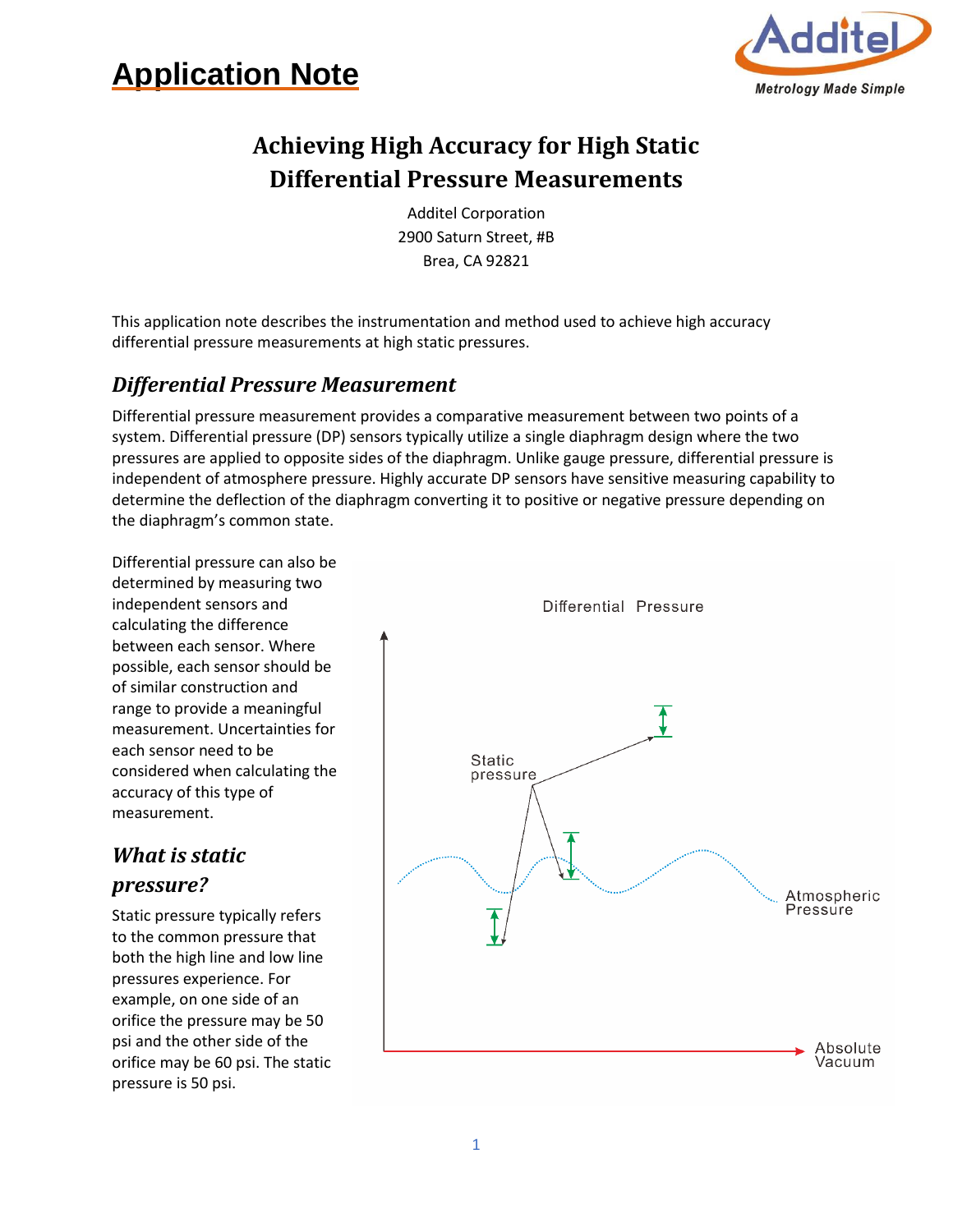# Application Note

## Achieving High Accuracy for High Static Differential Pressure Measurements

Additel Corporation
2900 Saturn Street, #B
Brea, CA 92821

This application note describes the instrumentation and method used to achieve high accuracy differential pressure measurements at high static pressures.

### *Differential Pressure Measurement*

Differential pressure measurement provides a comparative measurement between two points of a system. Differential pressure (DP) sensors typically utilize a single diaphragm design where the two pressures are applied to opposite sides of the diaphragm. Unlike gauge pressure, differential pressure is independent of atmosphere pressure. Highly accurate DP sensors have sensitive measuring capability to determine the deflection of the diaphragm converting it to positive or negative pressure depending on the diaphragm's common state.

Differential pressure can also be determined by measuring two independent sensors and calculating the difference between each sensor. Where possible, each sensor should be of similar construction and range to provide a meaningful measurement. Uncertainties for each sensor need to be considered when calculating the accuracy of this type of measurement.

### *What is static pressure?*

Static pressure typically refers to the common pressure that both the high line and low line pressures experience. For example, on one side of an orifice the pressure may be 50 psi and the other side of the orifice may be 60 psi. The static pressure is 50 psi.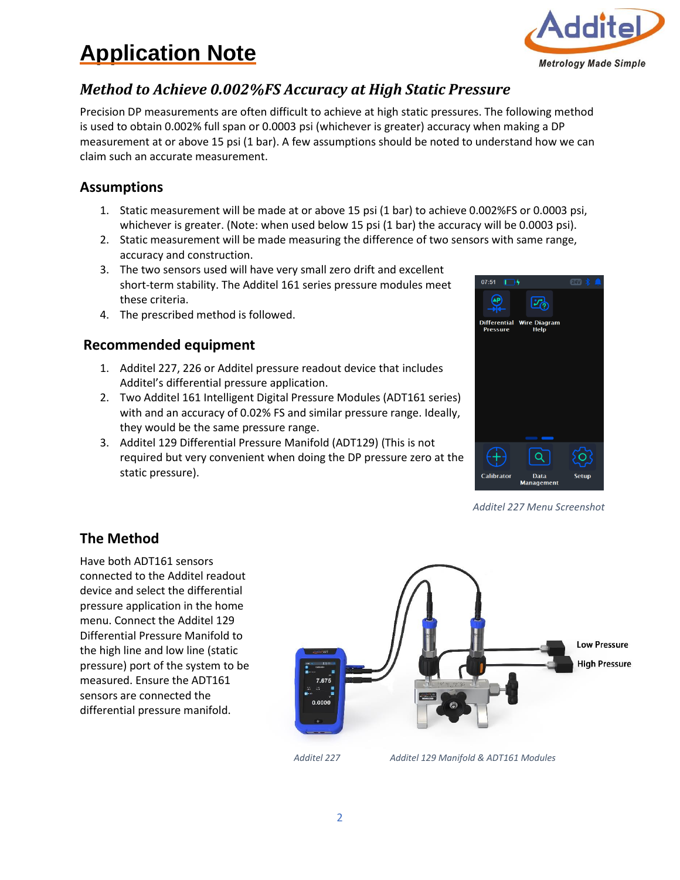# Application Note

## *Method to Achieve 0.002%FS Accuracy at High Static Pressure*

Precision DP measurements are often difficult to achieve at high static pressures. The following method is used to obtain 0.002% full span or 0.0003 psi (whichever is greater) accuracy when making a DP measurement at or above 15 psi (1 bar). A few assumptions should be noted to understand how we can claim such an accurate measurement.

### Assumptions

1. Static measurement will be made at or above 15 psi (1 bar) to achieve 0.002%FS or 0.0003 psi, whichever is greater. (Note: when used below 15 psi (1 bar) the accuracy will be 0.0003 psi).
2. Static measurement will be made measuring the difference of two sensors with same range, accuracy and construction.
3. The two sensors used will have very small zero drift and excellent short-term stability. The Additel 161 series pressure modules meet these criteria.
4. The prescribed method is followed.

### Recommended equipment

1. Additel 227, 226 or Additel pressure readout device that includes Additel's differential pressure application.
2. Two Additel 161 Intelligent Digital Pressure Modules (ADT161 series) with and an accuracy of 0.02% FS and similar pressure range. Ideally, they would be the same pressure range.
3. Additel 129 Differential Pressure Manifold (ADT129) (This is not required but very convenient when doing the DP pressure zero at the static pressure).

*Additel 227 Menu Screenshot*

### The Method

Have both ADT161 sensors connected to the Additel readout device and select the differential pressure application in the home menu. Connect the Additel 129 Differential Pressure Manifold to the high line and low line (static pressure) port of the system to be measured. Ensure the ADT161 sensors are connected the differential pressure manifold.

*Additel 227* *Additel 129 Manifold & ADT161 Modules*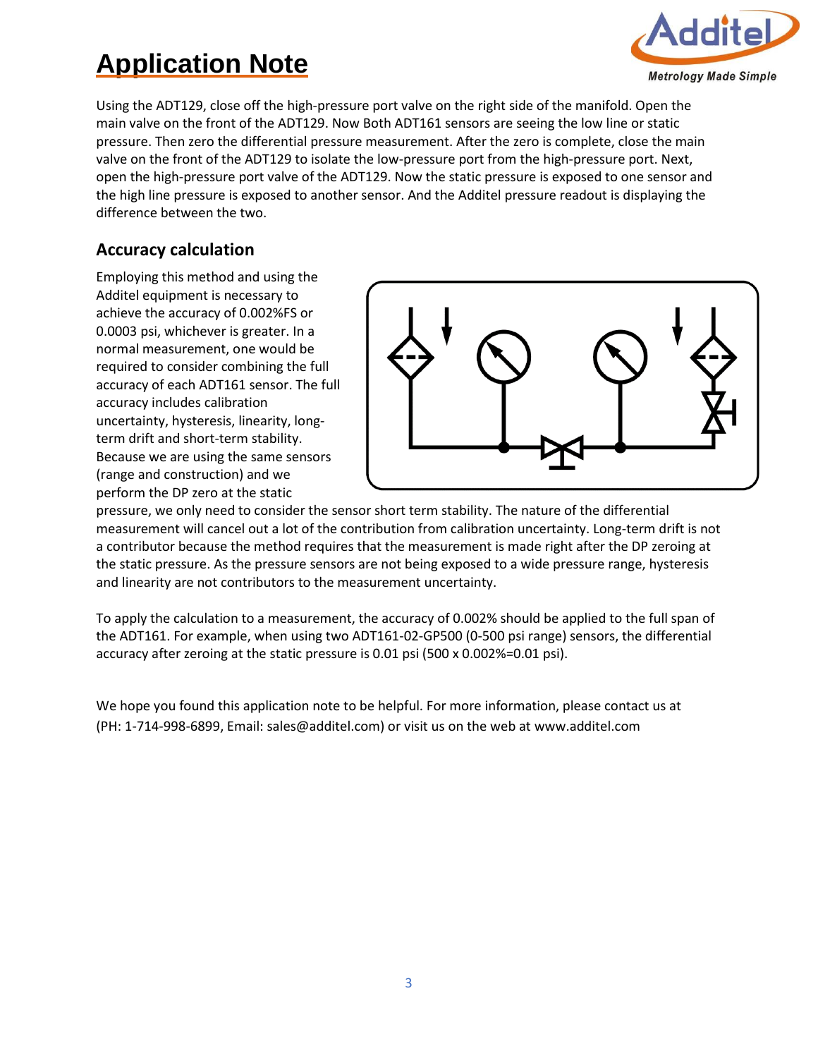# Application Note

Using the ADT129, close off the high-pressure port valve on the right side of the manifold. Open the main valve on the front of the ADT129. Now Both ADT161 sensors are seeing the low line or static pressure. Then zero the differential pressure measurement. After the zero is complete, close the main valve on the front of the ADT129 to isolate the low-pressure port from the high-pressure port. Next, open the high-pressure port valve of the ADT129. Now the static pressure is exposed to one sensor and the high line pressure is exposed to another sensor. And the Additel pressure readout is displaying the difference between the two.

## Accuracy calculation

Employing this method and using the Additel equipment is necessary to achieve the accuracy of 0.002%FS or 0.0003 psi, whichever is greater. In a normal measurement, one would be required to consider combining the full accuracy of each ADT161 sensor. The full accuracy includes calibration uncertainty, hysteresis, linearity, long-term drift and short-term stability. Because we are using the same sensors (range and construction) and we perform the DP zero at the static pressure, we only need to consider the sensor short term stability. The nature of the differential measurement will cancel out a lot of the contribution from calibration uncertainty. Long-term drift is not a contributor because the method requires that the measurement is made right after the DP zeroing at the static pressure. As the pressure sensors are not being exposed to a wide pressure range, hysteresis and linearity are not contributors to the measurement uncertainty.

To apply the calculation to a measurement, the accuracy of 0.002% should be applied to the full span of the ADT161. For example, when using two ADT161-02-GP500 (0-500 psi range) sensors, the differential accuracy after zeroing at the static pressure is 0.01 psi (500 x 0.002%=0.01 psi).

We hope you found this application note to be helpful. For more information, please contact us at (PH: 1-714-998-6899, Email: sales@additel.com) or visit us on the web at www.additel.com